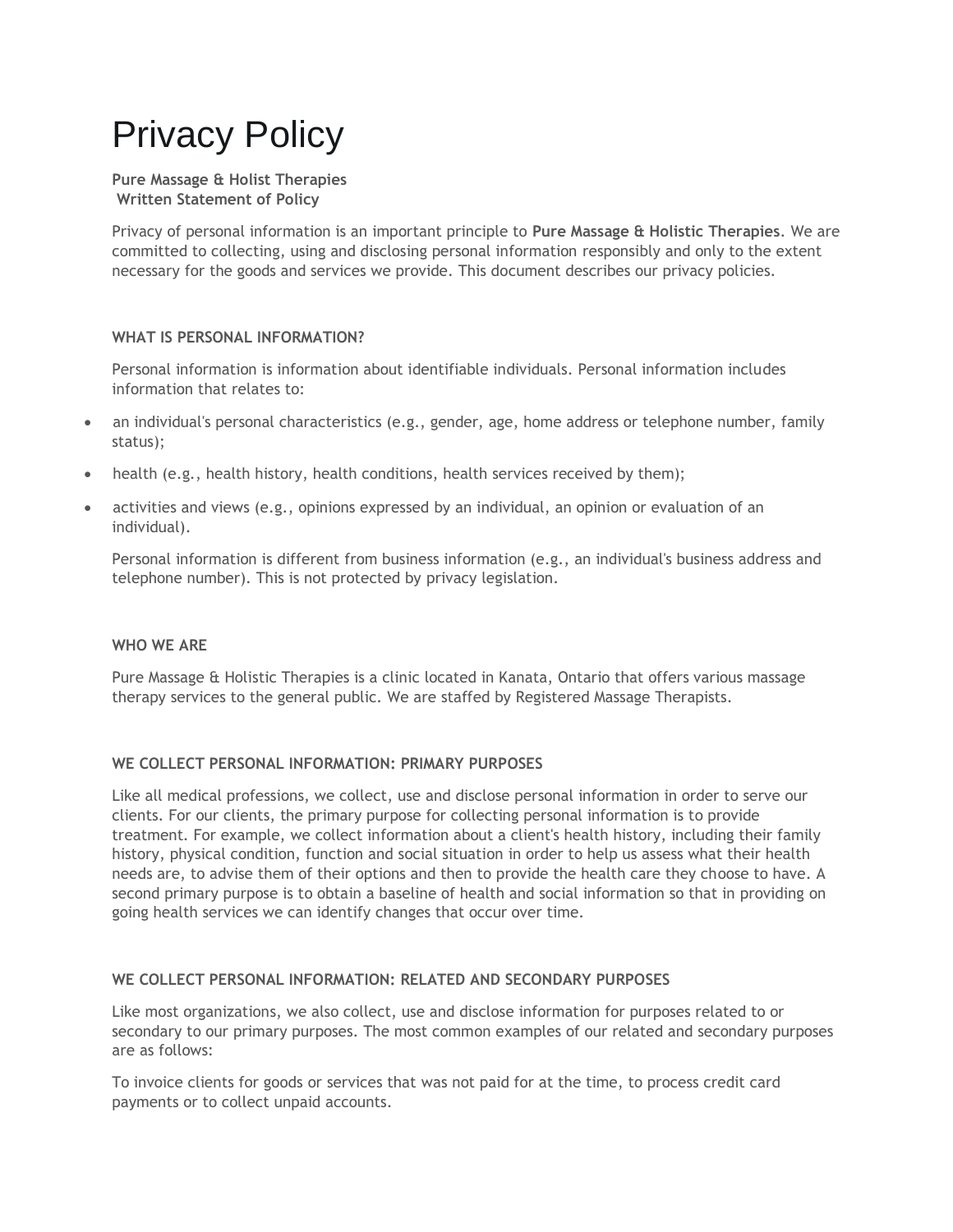# Privacy Policy

**Pure Massage & Holist Therapies**
**Written Statement of Policy**

Privacy of personal information is an important principle to **Pure Massage & Holistic Therapies**. We are committed to collecting, using and disclosing personal information responsibly and only to the extent necessary for the goods and services we provide. This document describes our privacy policies.

### WHAT IS PERSONAL INFORMATION?

Personal information is information about identifiable individuals. Personal information includes information that relates to:

- an individual's personal characteristics (e.g., gender, age, home address or telephone number, family status);
- health (e.g., health history, health conditions, health services received by them);
- activities and views (e.g., opinions expressed by an individual, an opinion or evaluation of an individual).

Personal information is different from business information (e.g., an individual's business address and telephone number). This is not protected by privacy legislation.

### WHO WE ARE

Pure Massage & Holistic Therapies is a clinic located in Kanata, Ontario that offers various massage therapy services to the general public. We are staffed by Registered Massage Therapists.

### WE COLLECT PERSONAL INFORMATION: PRIMARY PURPOSES

Like all medical professions, we collect, use and disclose personal information in order to serve our clients. For our clients, the primary purpose for collecting personal information is to provide treatment. For example, we collect information about a client's health history, including their family history, physical condition, function and social situation in order to help us assess what their health needs are, to advise them of their options and then to provide the health care they choose to have. A second primary purpose is to obtain a baseline of health and social information so that in providing on going health services we can identify changes that occur over time.

### WE COLLECT PERSONAL INFORMATION: RELATED AND SECONDARY PURPOSES

Like most organizations, we also collect, use and disclose information for purposes related to or secondary to our primary purposes. The most common examples of our related and secondary purposes are as follows:

To invoice clients for goods or services that was not paid for at the time, to process credit card payments or to collect unpaid accounts.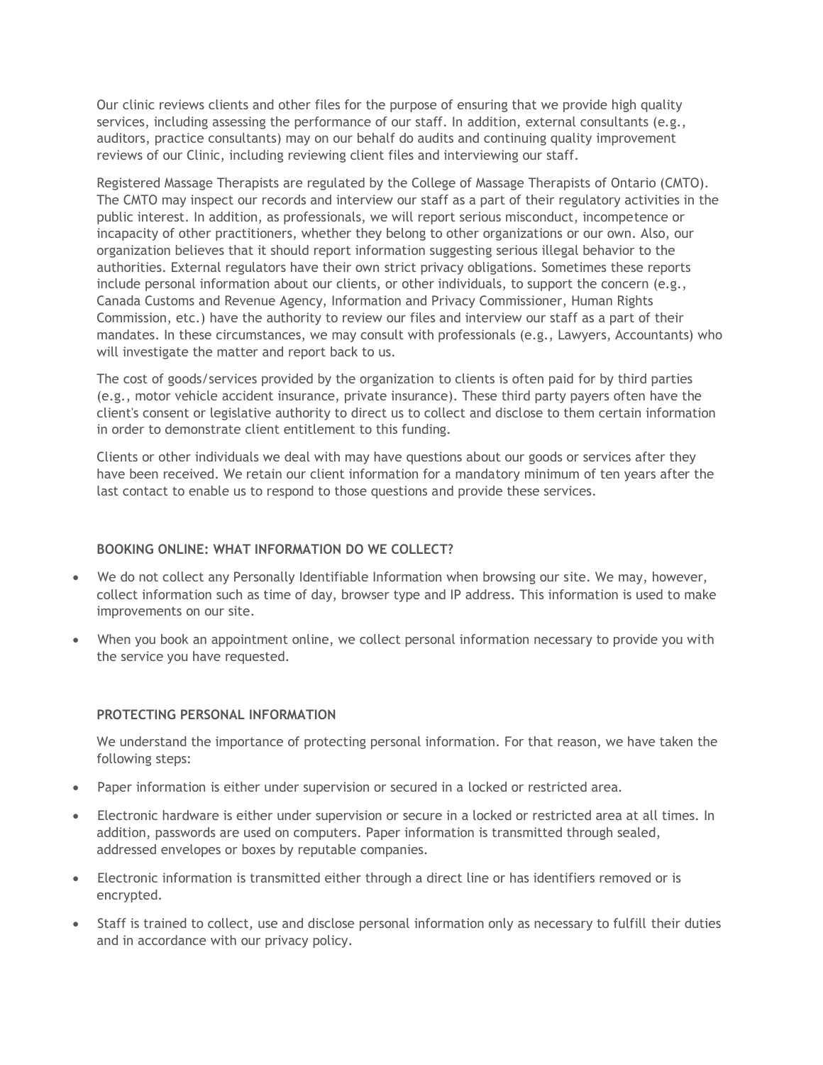Our clinic reviews clients and other files for the purpose of ensuring that we provide high quality services, including assessing the performance of our staff. In addition, external consultants (e.g., auditors, practice consultants) may on our behalf do audits and continuing quality improvement reviews of our Clinic, including reviewing client files and interviewing our staff.

Registered Massage Therapists are regulated by the College of Massage Therapists of Ontario (CMTO). The CMTO may inspect our records and interview our staff as a part of their regulatory activities in the public interest. In addition, as professionals, we will report serious misconduct, incompetence or incapacity of other practitioners, whether they belong to other organizations or our own. Also, our organization believes that it should report information suggesting serious illegal behavior to the authorities. External regulators have their own strict privacy obligations. Sometimes these reports include personal information about our clients, or other individuals, to support the concern (e.g., Canada Customs and Revenue Agency, Information and Privacy Commissioner, Human Rights Commission, etc.) have the authority to review our files and interview our staff as a part of their mandates. In these circumstances, we may consult with professionals (e.g., Lawyers, Accountants) who will investigate the matter and report back to us.

The cost of goods/services provided by the organization to clients is often paid for by third parties (e.g., motor vehicle accident insurance, private insurance). These third party payers often have the client's consent or legislative authority to direct us to collect and disclose to them certain information in order to demonstrate client entitlement to this funding.

Clients or other individuals we deal with may have questions about our goods or services after they have been received. We retain our client information for a mandatory minimum of ten years after the last contact to enable us to respond to those questions and provide these services.

**BOOKING ONLINE: WHAT INFORMATION DO WE COLLECT?**

- We do not collect any Personally Identifiable Information when browsing our site. We may, however, collect information such as time of day, browser type and IP address. This information is used to make improvements on our site.
- When you book an appointment online, we collect personal information necessary to provide you with the service you have requested.

**PROTECTING PERSONAL INFORMATION**

We understand the importance of protecting personal information. For that reason, we have taken the following steps:

- Paper information is either under supervision or secured in a locked or restricted area.
- Electronic hardware is either under supervision or secure in a locked or restricted area at all times. In addition, passwords are used on computers. Paper information is transmitted through sealed, addressed envelopes or boxes by reputable companies.
- Electronic information is transmitted either through a direct line or has identifiers removed or is encrypted.
- Staff is trained to collect, use and disclose personal information only as necessary to fulfill their duties and in accordance with our privacy policy.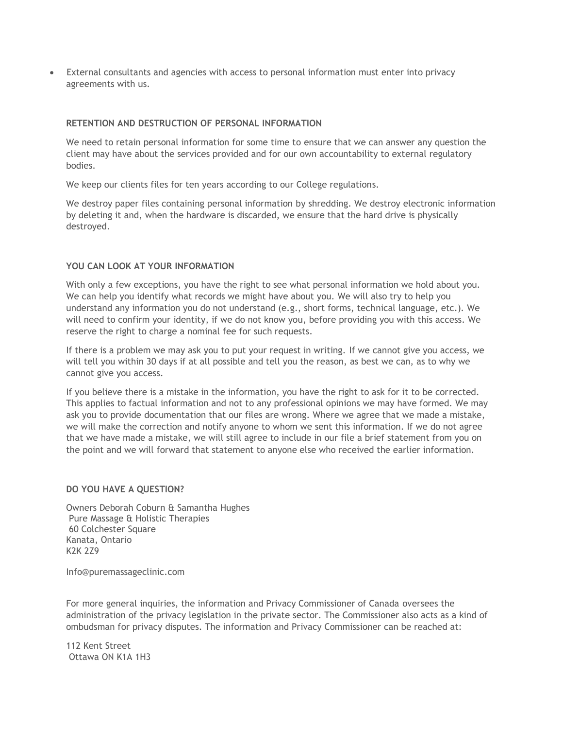- External consultants and agencies with access to personal information must enter into privacy agreements with us.

## RETENTION AND DESTRUCTION OF PERSONAL INFORMATION

We need to retain personal information for some time to ensure that we can answer any question the client may have about the services provided and for our own accountability to external regulatory bodies.

We keep our clients files for ten years according to our College regulations.

We destroy paper files containing personal information by shredding. We destroy electronic information by deleting it and, when the hardware is discarded, we ensure that the hard drive is physically destroyed.

## YOU CAN LOOK AT YOUR INFORMATION

With only a few exceptions, you have the right to see what personal information we hold about you. We can help you identify what records we might have about you. We will also try to help you understand any information you do not understand (e.g., short forms, technical language, etc.). We will need to confirm your identity, if we do not know you, before providing you with this access. We reserve the right to charge a nominal fee for such requests.

If there is a problem we may ask you to put your request in writing. If we cannot give you access, we will tell you within 30 days if at all possible and tell you the reason, as best we can, as to why we cannot give you access.

If you believe there is a mistake in the information, you have the right to ask for it to be corrected. This applies to factual information and not to any professional opinions we may have formed. We may ask you to provide documentation that our files are wrong. Where we agree that we made a mistake, we will make the correction and notify anyone to whom we sent this information. If we do not agree that we have made a mistake, we will still agree to include in our file a brief statement from you on the point and we will forward that statement to anyone else who received the earlier information.

## DO YOU HAVE A QUESTION?

Owners Deborah Coburn & Samantha Hughes
Pure Massage & Holistic Therapies
60 Colchester Square
Kanata, Ontario
K2K 2Z9

Info@puremassageclinic.com

For more general inquiries, the information and Privacy Commissioner of Canada oversees the administration of the privacy legislation in the private sector. The Commissioner also acts as a kind of ombudsman for privacy disputes. The information and Privacy Commissioner can be reached at:

112 Kent Street
Ottawa ON K1A 1H3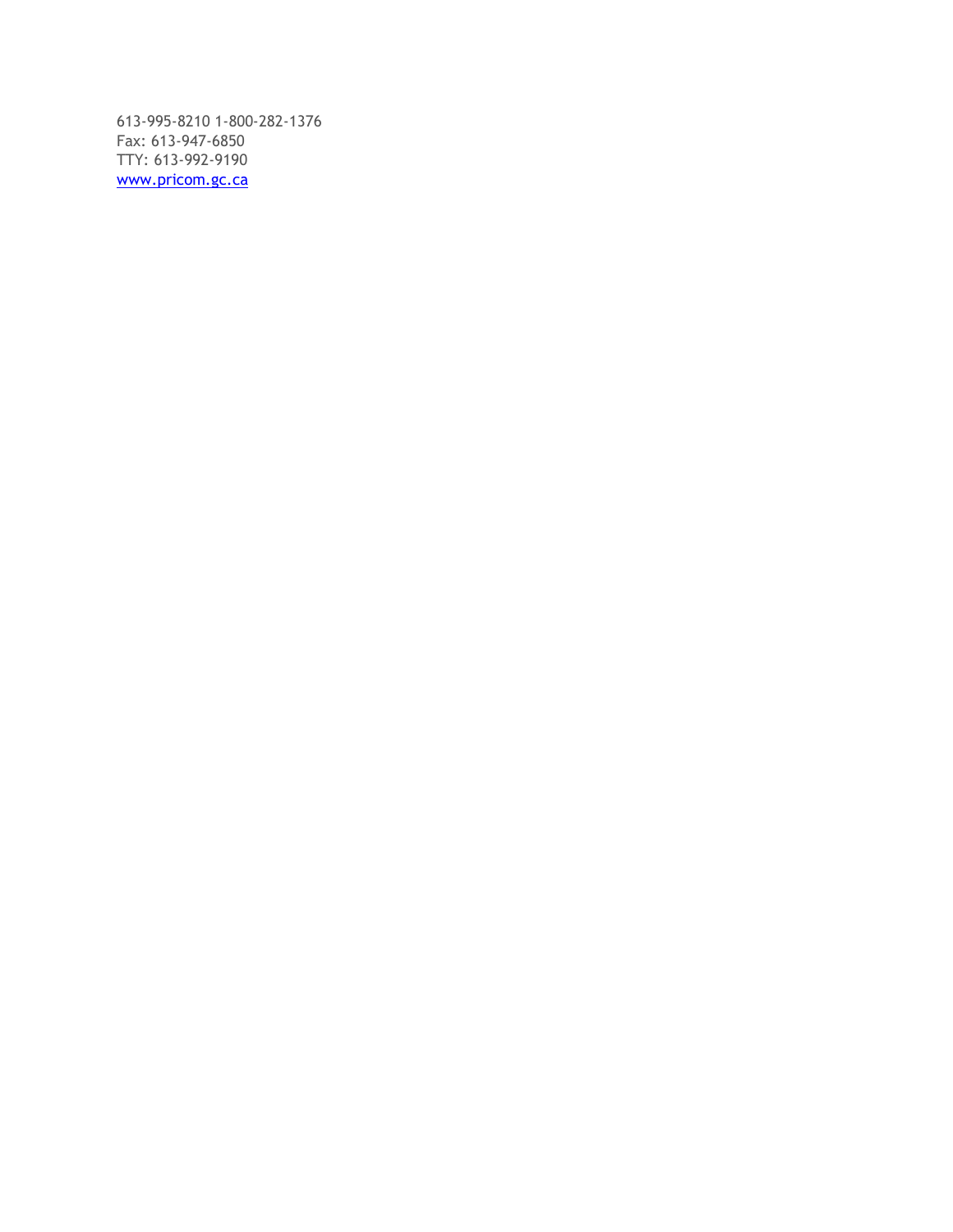613-995-8210 1-800-282-1376
Fax: 613-947-6850
TTY: 613-992-9190
[www.pricom.gc.ca](http://www.pricom.gc.ca)